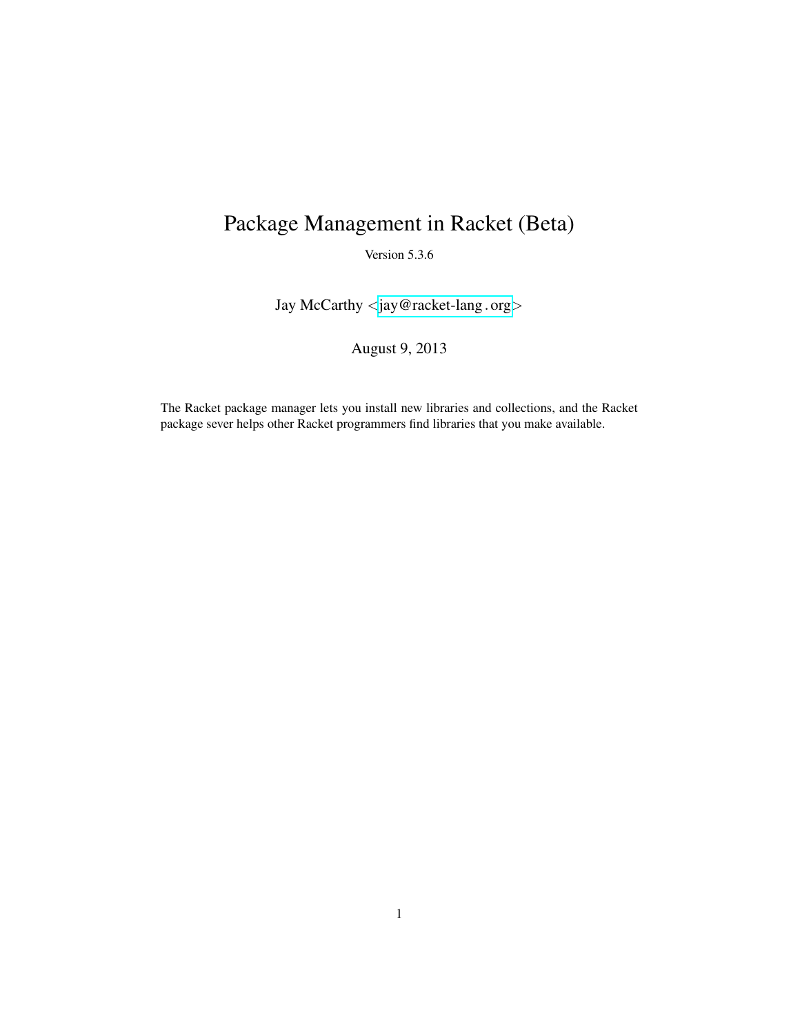# Package Management in Racket (Beta)

Version 5.3.6

Jay McCarthy <jay@racket-lang.org>

August 9, 2013

The Racket package manager lets you install new libraries and collections, and the Racket package sever helps other Racket programmers find libraries that you make available.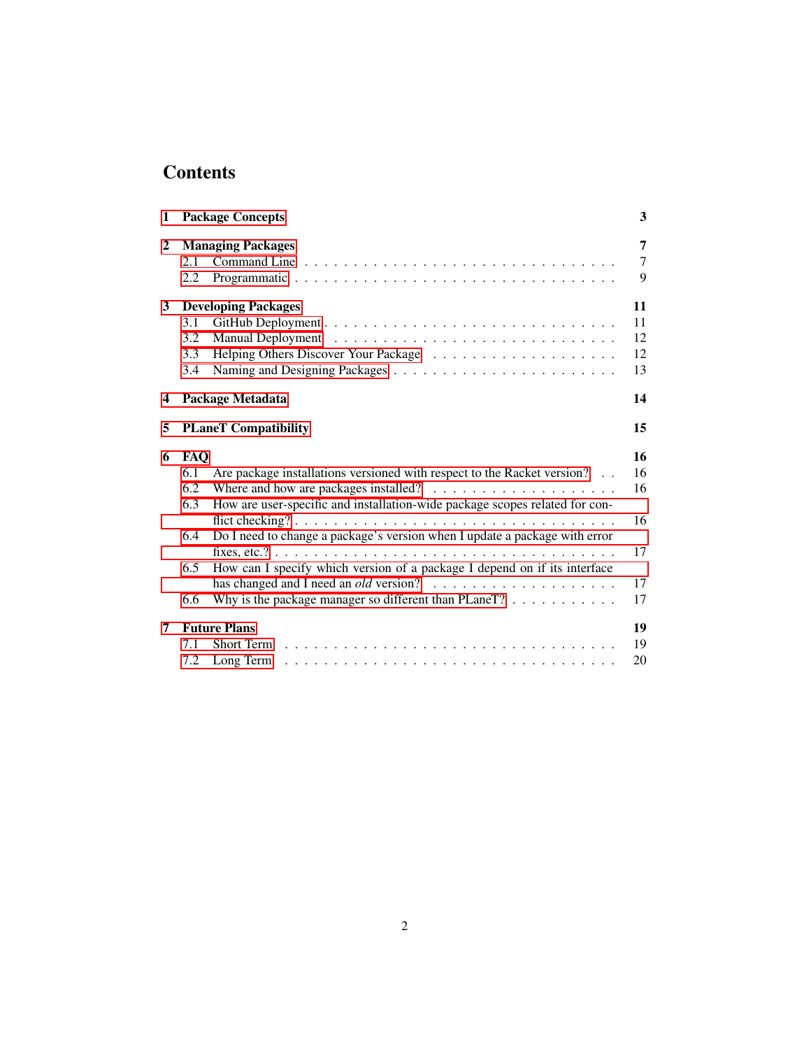# Contents

**1 Package Concepts** **3**

**2 Managing Packages** **7**

- 2.1 Command Line . . . . . . . . . . . . . . . . . . . . . . . . . . . . . . 7
- 2.2 Programmatic . . . . . . . . . . . . . . . . . . . . . . . . . . . . . . 9

**3 Developing Packages** **11**

- 3.1 GitHub Deployment . . . . . . . . . . . . . . . . . . . . . . . . . . . 11
- 3.2 Manual Deployment . . . . . . . . . . . . . . . . . . . . . . . . . . . 12
- 3.3 Helping Others Discover Your Package . . . . . . . . . . . . . . . . . 12
- 3.4 Naming and Designing Packages . . . . . . . . . . . . . . . . . . . . 13

**4 Package Metadata** **14**

**5 PLaneT Compatibility** **15**

**6 FAQ** **16**

- 6.1 Are package installations versioned with respect to the Racket version? . . 16
- 6.2 Where and how are packages installed? . . . . . . . . . . . . . . . . . 16
- 6.3 How are user-specific and installation-wide package scopes related for conflict checking? . . . . . . . . . . . . . . . . . . . . . . . . . . . . . . 16
- 6.4 Do I need to change a package's version when I update a package with error fixes, etc.? . . . . . . . . . . . . . . . . . . . . . . . . . . . . . . 17
- 6.5 How can I specify which version of a package I depend on if its interface has changed and I need an *old* version? . . . . . . . . . . . . . . . . . 17
- 6.6 Why is the package manager so different than PLaneT? . . . . . . . . . . 17

**7 Future Plans** **19**

- 7.1 Short Term . . . . . . . . . . . . . . . . . . . . . . . . . . . . . . . 19
- 7.2 Long Term . . . . . . . . . . . . . . . . . . . . . . . . . . . . . . . 20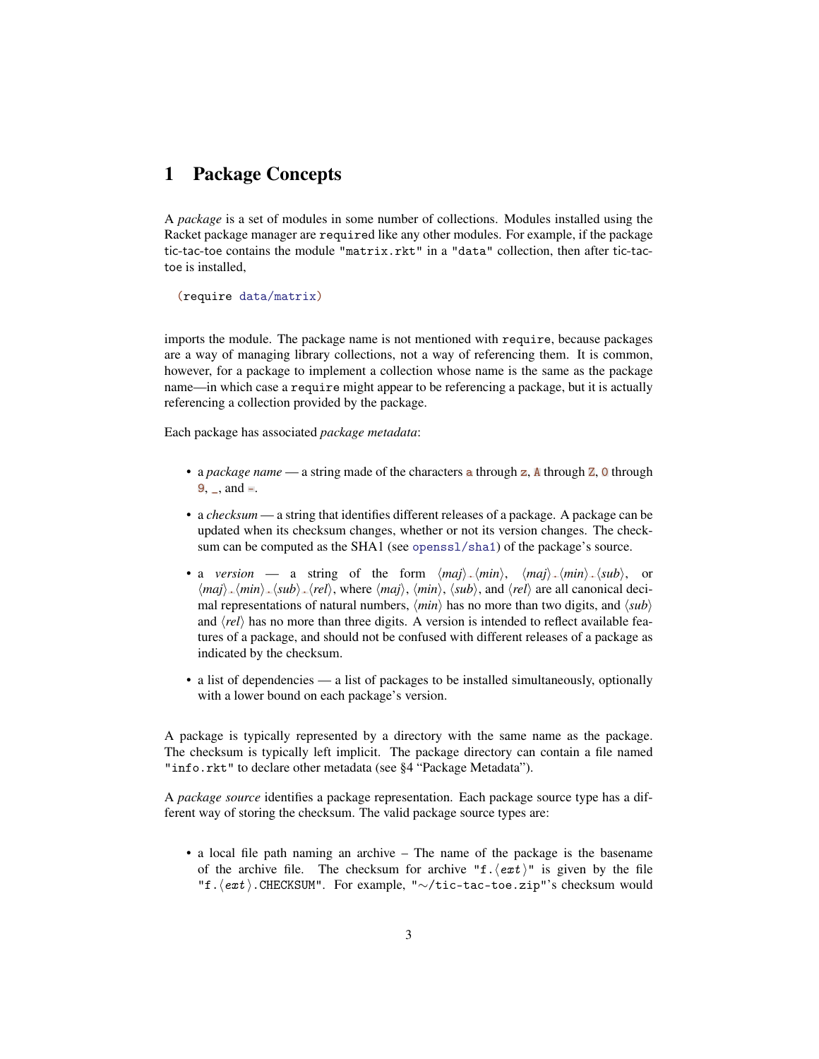# 1 Package Concepts

A *package* is a set of modules in some number of collections. Modules installed using the Racket package manager are `require`d like any other modules. For example, if the package tic-tac-toe contains the module `"matrix.rkt"` in a `"data"` collection, then after tic-tac-toe is installed,

```
(require data/matrix)
```

imports the module. The package name is not mentioned with `require`, because packages are a way of managing library collections, not a way of referencing them. It is common, however, for a package to implement a collection whose name is the same as the package name—in which case a `require` might appear to be referencing a package, but it is actually referencing a collection provided by the package.

Each package has associated *package metadata*:

- a *package name* — a string made of the characters `a` through `z`, `A` through `Z`, `0` through `9`, `_`, and `-`.
- a *checksum* — a string that identifies different releases of a package. A package can be updated when its checksum changes, whether or not its version changes. The checksum can be computed as the SHA1 (see `openssl/sha1`) of the package's source.
- a *version* — a string of the form ⟨*maj*⟩`.`⟨*min*⟩, ⟨*maj*⟩`.`⟨*min*⟩`.`⟨*sub*⟩, or ⟨*maj*⟩`.`⟨*min*⟩`.`⟨*sub*⟩`.`⟨*rel*⟩, where ⟨*maj*⟩, ⟨*min*⟩, ⟨*sub*⟩, and ⟨*rel*⟩ are all canonical decimal representations of natural numbers, ⟨*min*⟩ has no more than two digits, and ⟨*sub*⟩ and ⟨*rel*⟩ has no more than three digits. A version is intended to reflect available features of a package, and should not be confused with different releases of a package as indicated by the checksum.
- a list of dependencies — a list of packages to be installed simultaneously, optionally with a lower bound on each package's version.

A package is typically represented by a directory with the same name as the package. The checksum is typically left implicit. The package directory can contain a file named `"info.rkt"` to declare other metadata (see §4 "Package Metadata").

A *package source* identifies a package representation. Each package source type has a different way of storing the checksum. The valid package source types are:

- a local file path naming an archive – The name of the package is the basename of the archive file. The checksum for archive `"f.`⟨*ext*⟩`"` is given by the file `"f.`⟨*ext*⟩`.CHECKSUM"`. For example, `"~/tic-tac-toe.zip"`'s checksum would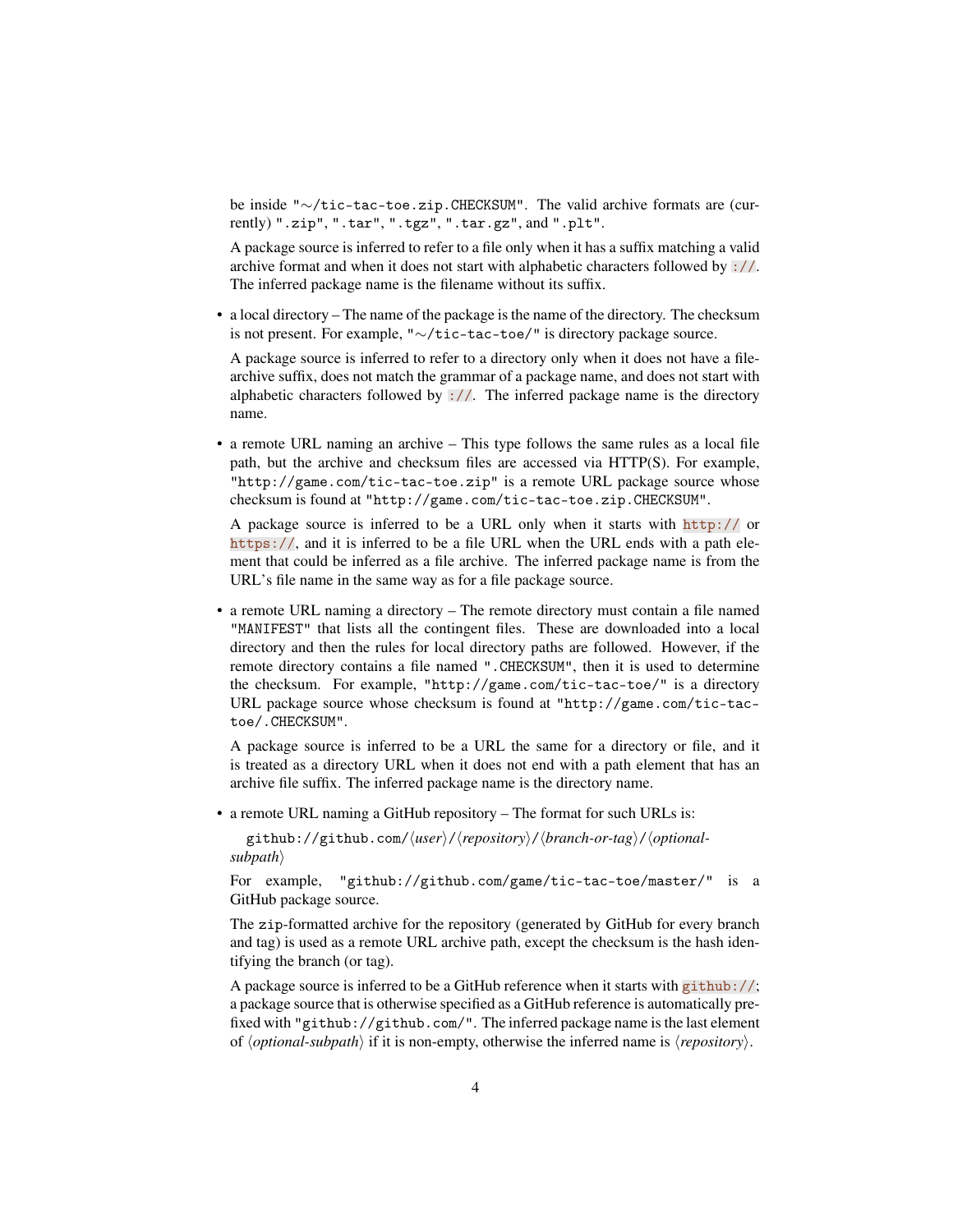be inside "~/tic-tac-toe.zip.CHECKSUM". The valid archive formats are (currently) ".zip", ".tar", ".tgz", ".tar.gz", and ".plt".

A package source is inferred to refer to a file only when it has a suffix matching a valid archive format and when it does not start with alphabetic characters followed by `://`. The inferred package name is the filename without its suffix.

- a local directory – The name of the package is the name of the directory. The checksum is not present. For example, "~/tic-tac-toe/" is directory package source.

  A package source is inferred to refer to a directory only when it does not have a file-archive suffix, does not match the grammar of a package name, and does not start with alphabetic characters followed by `://`. The inferred package name is the directory name.

- a remote URL naming an archive – This type follows the same rules as a local file path, but the archive and checksum files are accessed via HTTP(S). For example, "http://game.com/tic-tac-toe.zip" is a remote URL package source whose checksum is found at "http://game.com/tic-tac-toe.zip.CHECKSUM".

  A package source is inferred to be a URL only when it starts with `http://` or `https://`, and it is inferred to be a file URL when the URL ends with a path element that could be inferred as a file archive. The inferred package name is from the URL's file name in the same way as for a file package source.

- a remote URL naming a directory – The remote directory must contain a file named "MANIFEST" that lists all the contingent files. These are downloaded into a local directory and then the rules for local directory paths are followed. However, if the remote directory contains a file named ".CHECKSUM", then it is used to determine the checksum. For example, "http://game.com/tic-tac-toe/" is a directory URL package source whose checksum is found at "http://game.com/tic-tac-toe/.CHECKSUM".

  A package source is inferred to be a URL the same for a directory or file, and it is treated as a directory URL when it does not end with a path element that has an archive file suffix. The inferred package name is the directory name.

- a remote URL naming a GitHub repository – The format for such URLs is:

  github://github.com/⟨*user*⟩/⟨*repository*⟩/⟨*branch-or-tag*⟩/⟨*optional-subpath*⟩

  For example, "github://github.com/game/tic-tac-toe/master/" is a GitHub package source.

  The zip-formatted archive for the repository (generated by GitHub for every branch and tag) is used as a remote URL archive path, except the checksum is the hash identifying the branch (or tag).

  A package source is inferred to be a GitHub reference when it starts with `github://`; a package source that is otherwise specified as a GitHub reference is automatically prefixed with "github://github.com/". The inferred package name is the last element of ⟨*optional-subpath*⟩ if it is non-empty, otherwise the inferred name is ⟨*repository*⟩.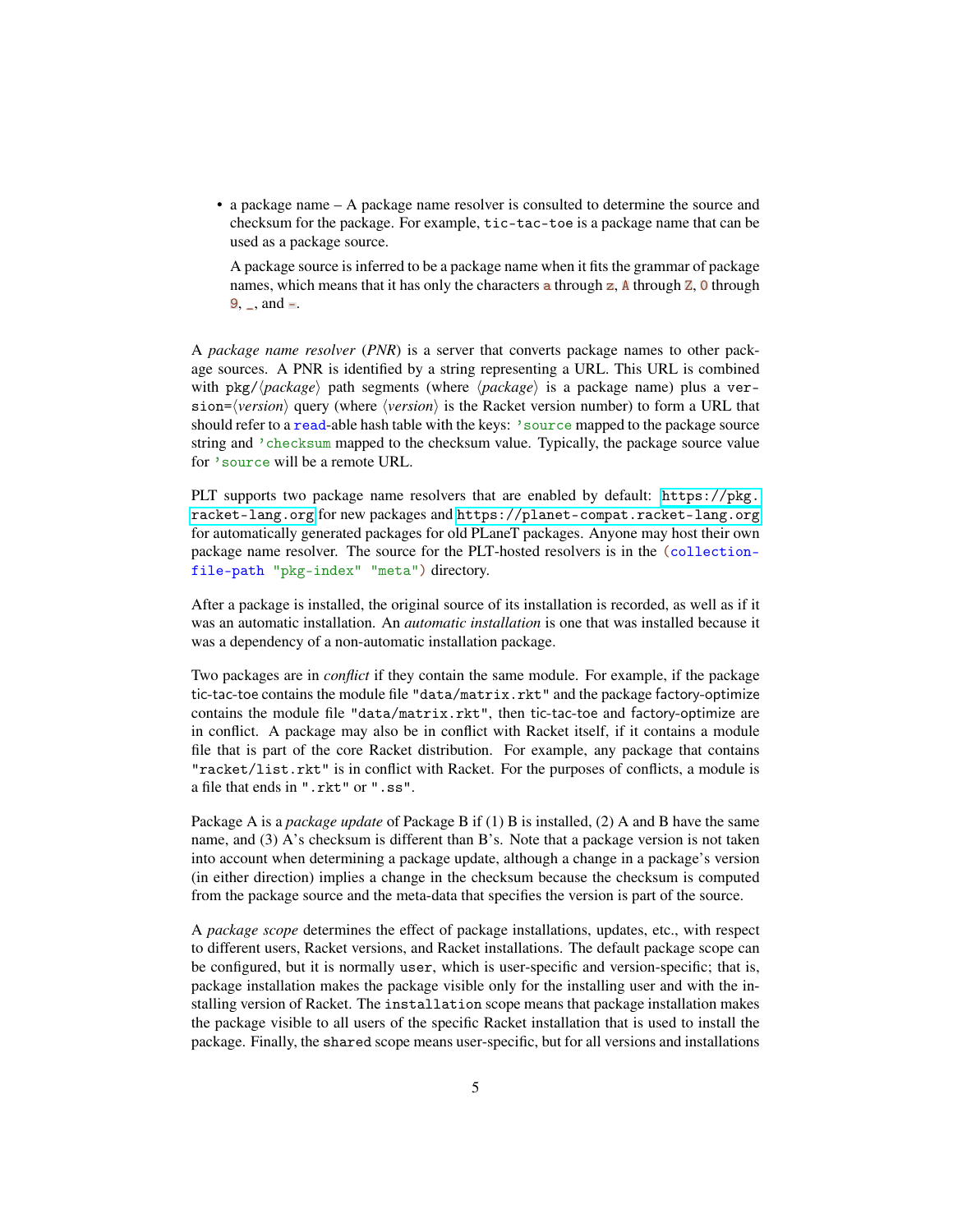- a package name – A package name resolver is consulted to determine the source and checksum for the package. For example, `tic-tac-toe` is a package name that can be used as a package source.

  A package source is inferred to be a package name when it fits the grammar of package names, which means that it has only the characters `a` through `z`, `A` through `Z`, `0` through `9`, `_`, and `-`.

A *package name resolver* (*PNR*) is a server that converts package names to other package sources. A PNR is identified by a string representing a URL. This URL is combined with `pkg/`⟨*package*⟩ path segments (where ⟨*package*⟩ is a package name) plus a `version=`⟨*version*⟩ query (where ⟨*version*⟩ is the Racket version number) to form a URL that should refer to a `read`-able hash table with the keys: `'source` mapped to the package source string and `'checksum` mapped to the checksum value. Typically, the package source value for `'source` will be a remote URL.

PLT supports two package name resolvers that are enabled by default: `https://pkg.racket-lang.org` for new packages and `https://planet-compat.racket-lang.org` for automatically generated packages for old PLaneT packages. Anyone may host their own package name resolver. The source for the PLT-hosted resolvers is in the `(collection-file-path "pkg-index" "meta")` directory.

After a package is installed, the original source of its installation is recorded, as well as if it was an automatic installation. An *automatic installation* is one that was installed because it was a dependency of a non-automatic installation package.

Two packages are in *conflict* if they contain the same module. For example, if the package tic-tac-toe contains the module file `"data/matrix.rkt"` and the package factory-optimize contains the module file `"data/matrix.rkt"`, then tic-tac-toe and factory-optimize are in conflict. A package may also be in conflict with Racket itself, if it contains a module file that is part of the core Racket distribution. For example, any package that contains `"racket/list.rkt"` is in conflict with Racket. For the purposes of conflicts, a module is a file that ends in `".rkt"` or `".ss"`.

Package A is a *package update* of Package B if (1) B is installed, (2) A and B have the same name, and (3) A's checksum is different than B's. Note that a package version is not taken into account when determining a package update, although a change in a package's version (in either direction) implies a change in the checksum because the checksum is computed from the package source and the meta-data that specifies the version is part of the source.

A *package scope* determines the effect of package installations, updates, etc., with respect to different users, Racket versions, and Racket installations. The default package scope can be configured, but it is normally `user`, which is user-specific and version-specific; that is, package installation makes the package visible only for the installing user and with the installing version of Racket. The `installation` scope means that package installation makes the package visible to all users of the specific Racket installation that is used to install the package. Finally, the `shared` scope means user-specific, but for all versions and installations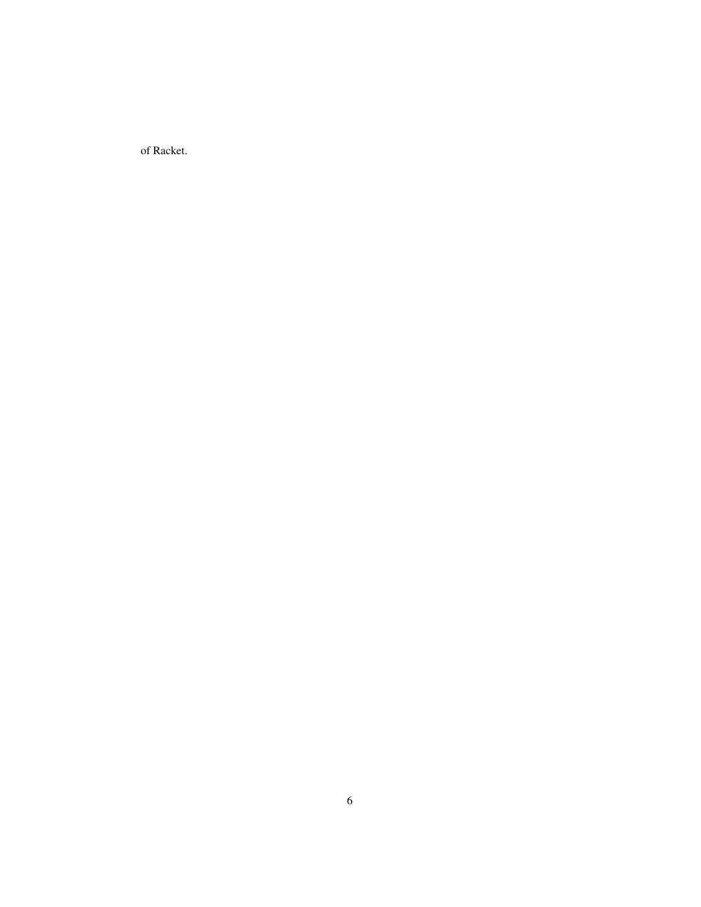of Racket.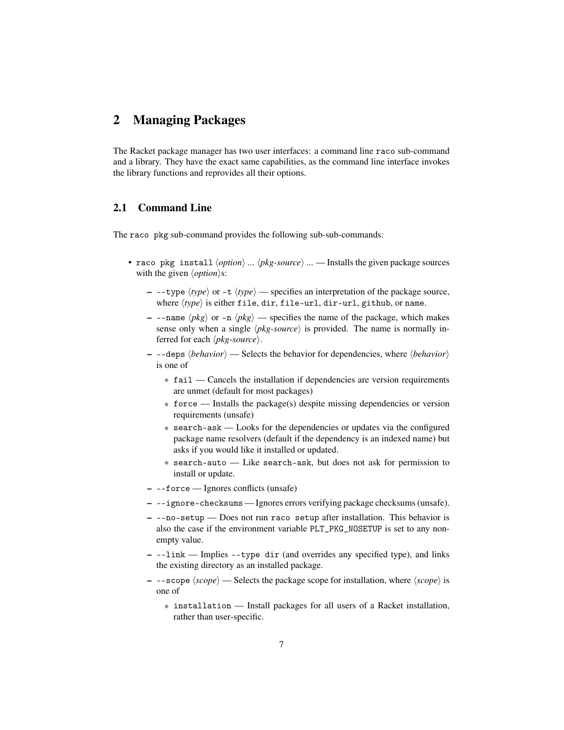# 2 Managing Packages

The Racket package manager has two user interfaces: a command line `raco` sub-command and a library. They have the exact same capabilities, as the command line interface invokes the library functions and reprovides all their options.

## 2.1 Command Line

The `raco pkg` sub-command provides the following sub-sub-commands:

- `raco pkg install` ⟨*option*⟩ ... ⟨*pkg-source*⟩ ... — Installs the given package sources with the given ⟨*option*⟩s:
  - `--type` ⟨*type*⟩ or `-t` ⟨*type*⟩ — specifies an interpretation of the package source, where ⟨*type*⟩ is either `file`, `dir`, `file-url`, `dir-url`, `github`, or `name`.
  - `--name` ⟨*pkg*⟩ or `-n` ⟨*pkg*⟩ — specifies the name of the package, which makes sense only when a single ⟨*pkg-source*⟩ is provided. The name is normally inferred for each ⟨*pkg-source*⟩.
  - `--deps` ⟨*behavior*⟩ — Selects the behavior for dependencies, where ⟨*behavior*⟩ is one of
    - `fail` — Cancels the installation if dependencies are version requirements are unmet (default for most packages)
    - `force` — Installs the package(s) despite missing dependencies or version requirements (unsafe)
    - `search-ask` — Looks for the dependencies or updates via the configured package name resolvers (default if the dependency is an indexed name) but asks if you would like it installed or updated.
    - `search-auto` — Like `search-ask`, but does not ask for permission to install or update.
  - `--force` — Ignores conflicts (unsafe)
  - `--ignore-checksums` — Ignores errors verifying package checksums (unsafe).
  - `--no-setup` — Does not run `raco setup` after installation. This behavior is also the case if the environment variable `PLT_PKG_NOSETUP` is set to any non-empty value.
  - `--link` — Implies `--type dir` (and overrides any specified type), and links the existing directory as an installed package.
  - `--scope` ⟨*scope*⟩ — Selects the package scope for installation, where ⟨*scope*⟩ is one of
    - `installation` — Install packages for all users of a Racket installation, rather than user-specific.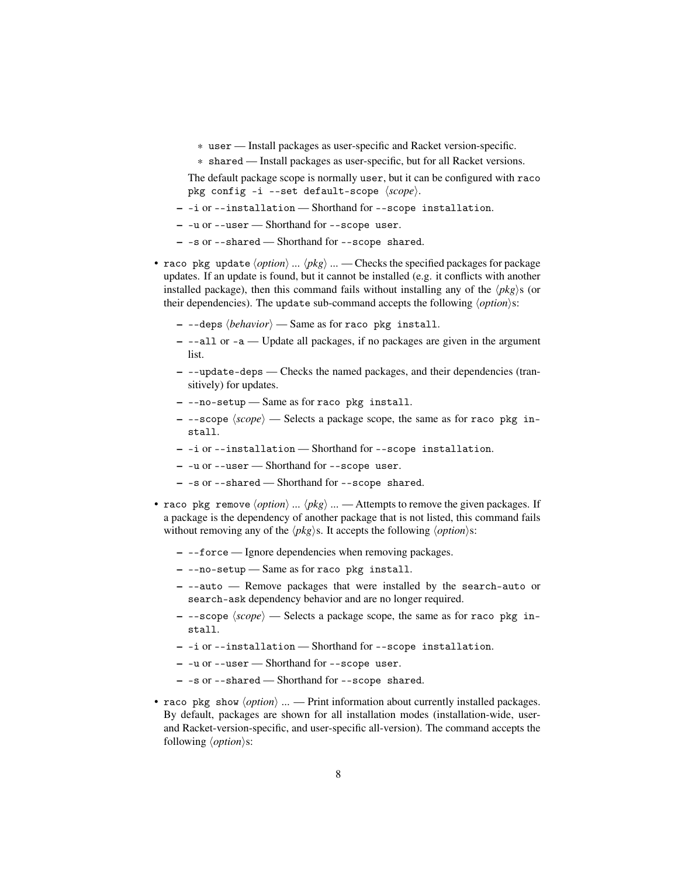- `user` — Install packages as user-specific and Racket version-specific.
    - `shared` — Install packages as user-specific, but for all Racket versions.

  The default package scope is normally `user`, but it can be configured with `raco pkg config -i --set default-scope ⟨scope⟩`.
  - `-i` or `--installation` — Shorthand for `--scope installation`.
  - `-u` or `--user` — Shorthand for `--scope user`.
  - `-s` or `--shared` — Shorthand for `--scope shared`.

- `raco pkg update ⟨option⟩ ... ⟨pkg⟩ ...` — Checks the specified packages for package updates. If an update is found, but it cannot be installed (e.g. it conflicts with another installed package), then this command fails without installing any of the ⟨*pkg*⟩s (or their dependencies). The `update` sub-command accepts the following ⟨*option*⟩s:
  - `--deps ⟨behavior⟩` — Same as for `raco pkg install`.
  - `--all` or `-a` — Update all packages, if no packages are given in the argument list.
  - `--update-deps` — Checks the named packages, and their dependencies (transitively) for updates.
  - `--no-setup` — Same as for `raco pkg install`.
  - `--scope ⟨scope⟩` — Selects a package scope, the same as for `raco pkg install`.
  - `-i` or `--installation` — Shorthand for `--scope installation`.
  - `-u` or `--user` — Shorthand for `--scope user`.
  - `-s` or `--shared` — Shorthand for `--scope shared`.

- `raco pkg remove ⟨option⟩ ... ⟨pkg⟩ ...` — Attempts to remove the given packages. If a package is the dependency of another package that is not listed, this command fails without removing any of the ⟨*pkg*⟩s. It accepts the following ⟨*option*⟩s:
  - `--force` — Ignore dependencies when removing packages.
  - `--no-setup` — Same as for `raco pkg install`.
  - `--auto` — Remove packages that were installed by the `search-auto` or `search-ask` dependency behavior and are no longer required.
  - `--scope ⟨scope⟩` — Selects a package scope, the same as for `raco pkg install`.
  - `-i` or `--installation` — Shorthand for `--scope installation`.
  - `-u` or `--user` — Shorthand for `--scope user`.
  - `-s` or `--shared` — Shorthand for `--scope shared`.

- `raco pkg show ⟨option⟩ ...` — Print information about currently installed packages. By default, packages are shown for all installation modes (installation-wide, user- and Racket-version-specific, and user-specific all-version). The command accepts the following ⟨*option*⟩s: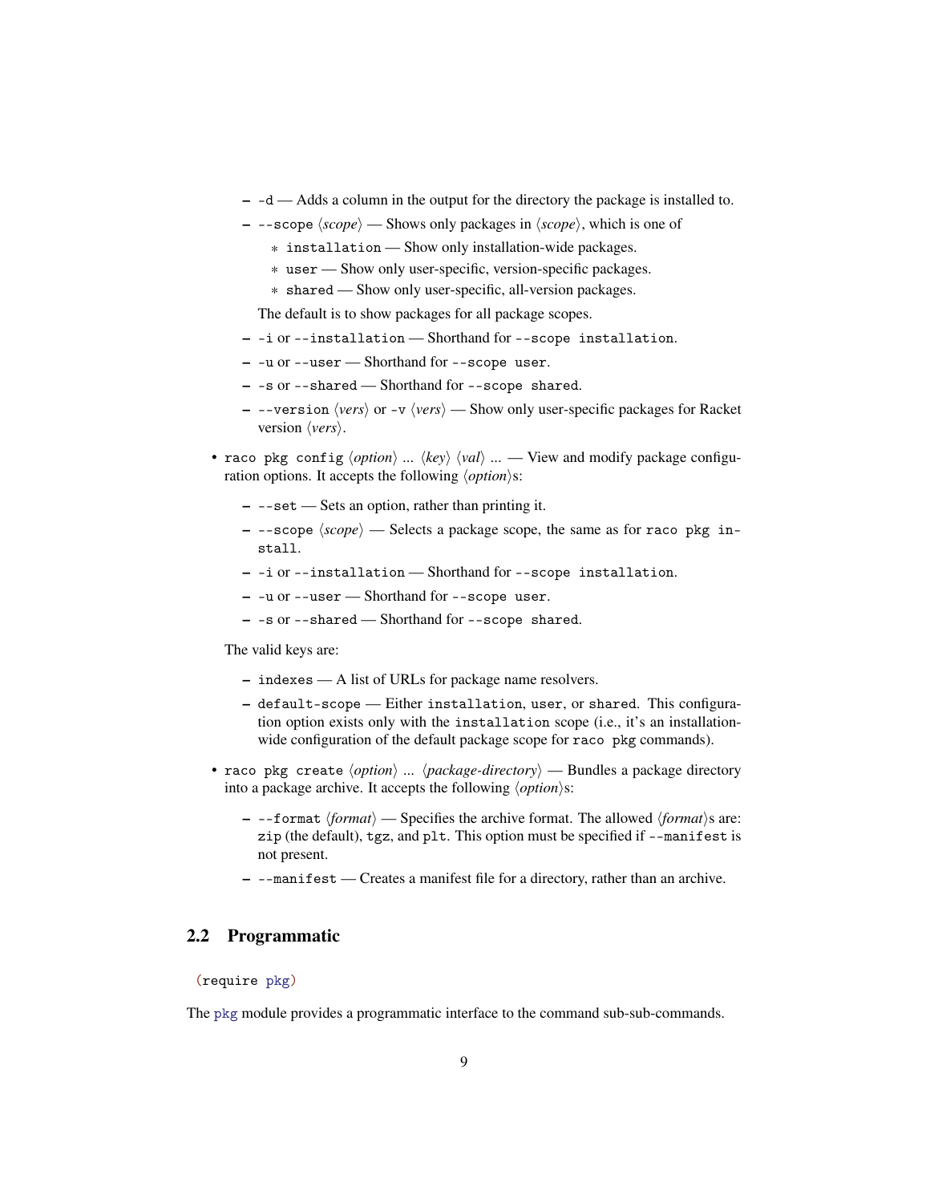- `-d` — Adds a column in the output for the directory the package is installed to.
- `--scope` ⟨*scope*⟩ — Shows only packages in ⟨*scope*⟩, which is one of
  - `installation` — Show only installation-wide packages.
  - `user` — Show only user-specific, version-specific packages.
  - `shared` — Show only user-specific, all-version packages.

  The default is to show packages for all package scopes.
- `-i` or `--installation` — Shorthand for `--scope installation`.
- `-u` or `--user` — Shorthand for `--scope user`.
- `-s` or `--shared` — Shorthand for `--scope shared`.
- `--version` ⟨*vers*⟩ or `-v` ⟨*vers*⟩ — Show only user-specific packages for Racket version ⟨*vers*⟩.

- `raco pkg config` ⟨*option*⟩ ... ⟨*key*⟩ ⟨*val*⟩ ... — View and modify package configuration options. It accepts the following ⟨*option*⟩s:
  - `--set` — Sets an option, rather than printing it.
  - `--scope` ⟨*scope*⟩ — Selects a package scope, the same as for `raco pkg install`.
  - `-i` or `--installation` — Shorthand for `--scope installation`.
  - `-u` or `--user` — Shorthand for `--scope user`.
  - `-s` or `--shared` — Shorthand for `--scope shared`.

  The valid keys are:
  - `indexes` — A list of URLs for package name resolvers.
  - `default-scope` — Either `installation`, `user`, or `shared`. This configuration option exists only with the `installation` scope (i.e., it's an installation-wide configuration of the default package scope for `raco pkg` commands).

- `raco pkg create` ⟨*option*⟩ ... ⟨*package-directory*⟩ — Bundles a package directory into a package archive. It accepts the following ⟨*option*⟩s:
  - `--format` ⟨*format*⟩ — Specifies the archive format. The allowed ⟨*format*⟩s are: `zip` (the default), `tgz`, and `plt`. This option must be specified if `--manifest` is not present.
  - `--manifest` — Creates a manifest file for a directory, rather than an archive.

## 2.2 Programmatic

```
(require pkg)
```

The `pkg` module provides a programmatic interface to the command sub-sub-commands.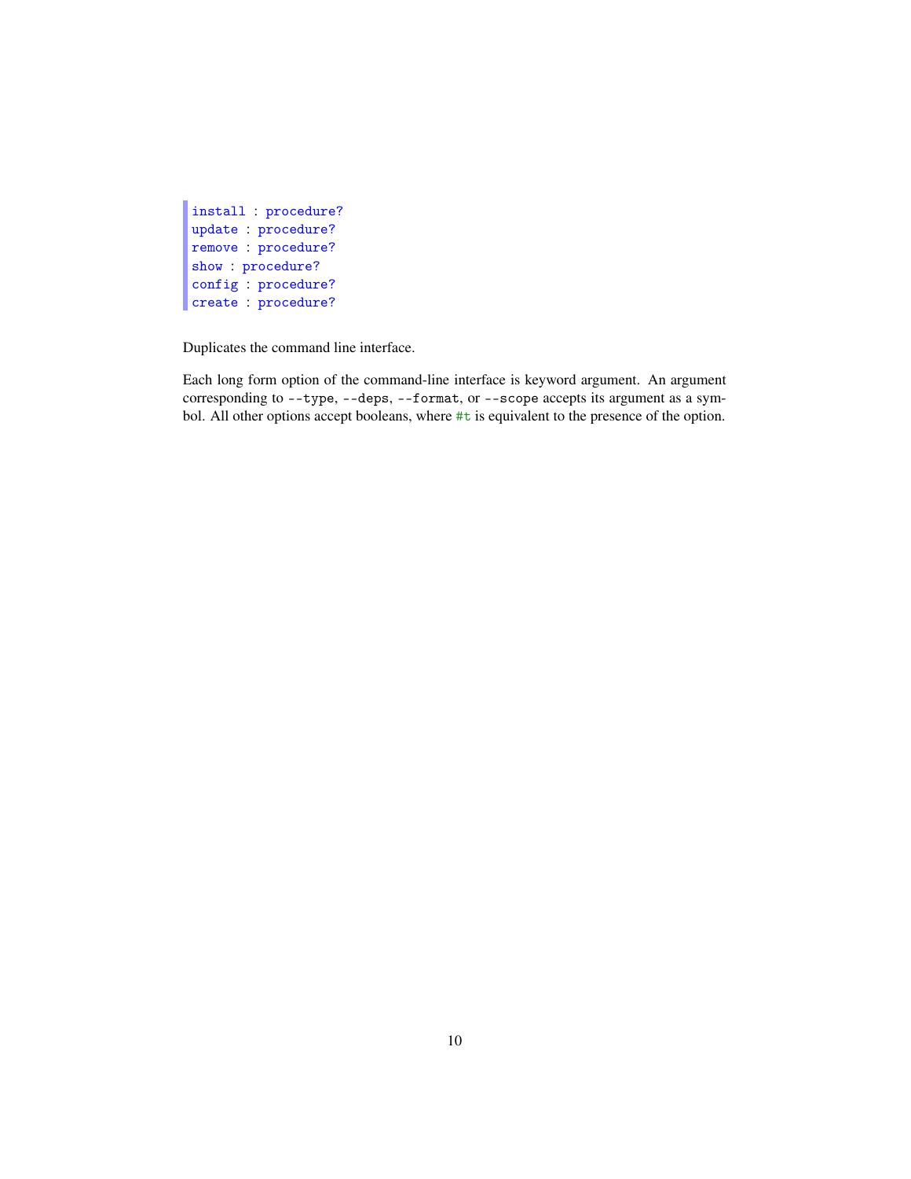```
install : procedure?
update : procedure?
remove : procedure?
show : procedure?
config : procedure?
create : procedure?
```

Duplicates the command line interface.

Each long form option of the command-line interface is keyword argument. An argument corresponding to `--type`, `--deps`, `--format`, or `--scope` accepts its argument as a symbol. All other options accept booleans, where `#t` is equivalent to the presence of the option.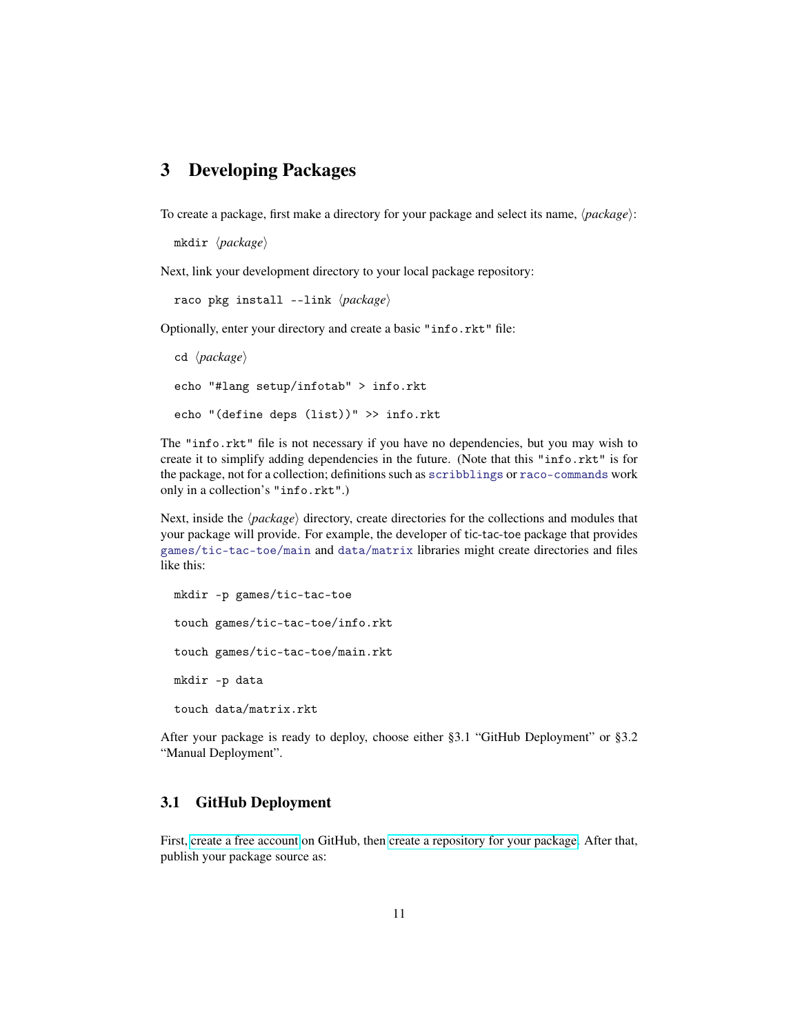# 3 Developing Packages

To create a package, first make a directory for your package and select its name, ⟨*package*⟩:

```
mkdir ⟨package⟩
```

Next, link your development directory to your local package repository:

```
raco pkg install --link ⟨package⟩
```

Optionally, enter your directory and create a basic "info.rkt" file:

```
cd ⟨package⟩
echo "#lang setup/infotab" > info.rkt
echo "(define deps (list))" >> info.rkt
```

The "info.rkt" file is not necessary if you have no dependencies, but you may wish to create it to simplify adding dependencies in the future. (Note that this "info.rkt" is for the package, not for a collection; definitions such as `scribblings` or `raco-commands` work only in a collection's "info.rkt".)

Next, inside the ⟨*package*⟩ directory, create directories for the collections and modules that your package will provide. For example, the developer of tic-tac-toe package that provides `games/tic-tac-toe/main` and `data/matrix` libraries might create directories and files like this:

```
mkdir -p games/tic-tac-toe
touch games/tic-tac-toe/info.rkt
touch games/tic-tac-toe/main.rkt
mkdir -p data
touch data/matrix.rkt
```

After your package is ready to deploy, choose either §3.1 "GitHub Deployment" or §3.2 "Manual Deployment".

## 3.1 GitHub Deployment

First, create a free account on GitHub, then create a repository for your package. After that, publish your package source as: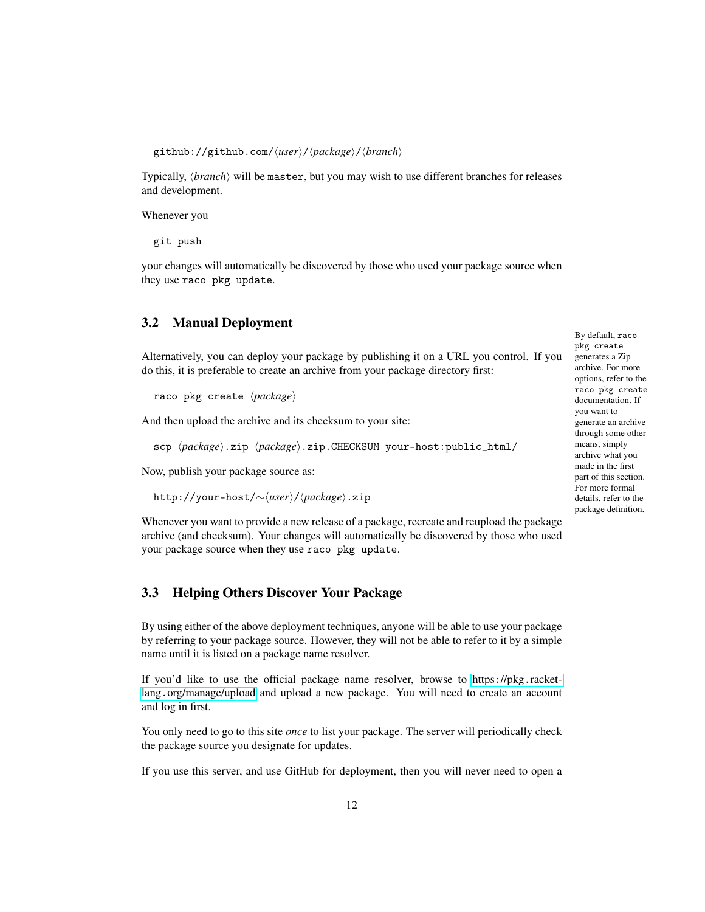```
github://github.com/⟨user⟩/⟨package⟩/⟨branch⟩
```

Typically, ⟨*branch*⟩ will be `master`, but you may wish to use different branches for releases and development.

Whenever you

```
git push
```

your changes will automatically be discovered by those who used your package source when they use `raco pkg update`.

## 3.2 Manual Deployment

Alternatively, you can deploy your package by publishing it on a URL you control. If you do this, it is preferable to create an archive from your package directory first:

```
raco pkg create ⟨package⟩
```

And then upload the archive and its checksum to your site:

```
scp ⟨package⟩.zip ⟨package⟩.zip.CHECKSUM your-host:public_html/
```

Now, publish your package source as:

```
http://your-host/~⟨user⟩/⟨package⟩.zip
```

Whenever you want to provide a new release of a package, recreate and reupload the package archive (and checksum). Your changes will automatically be discovered by those who used your package source when they use `raco pkg update`.

By default, `raco pkg create` generates a Zip archive. For more options, refer to the `raco pkg create` documentation. If you want to generate an archive through some other means, simply archive what you made in the first part of this section. For more formal details, refer to the package definition.

## 3.3 Helping Others Discover Your Package

By using either of the above deployment techniques, anyone will be able to use your package by referring to your package source. However, they will not be able to refer to it by a simple name until it is listed on a package name resolver.

If you'd like to use the official package name resolver, browse to https://pkg.racket-lang.org/manage/upload and upload a new package. You will need to create an account and log in first.

You only need to go to this site *once* to list your package. The server will periodically check the package source you designate for updates.

If you use this server, and use GitHub for deployment, then you will never need to open a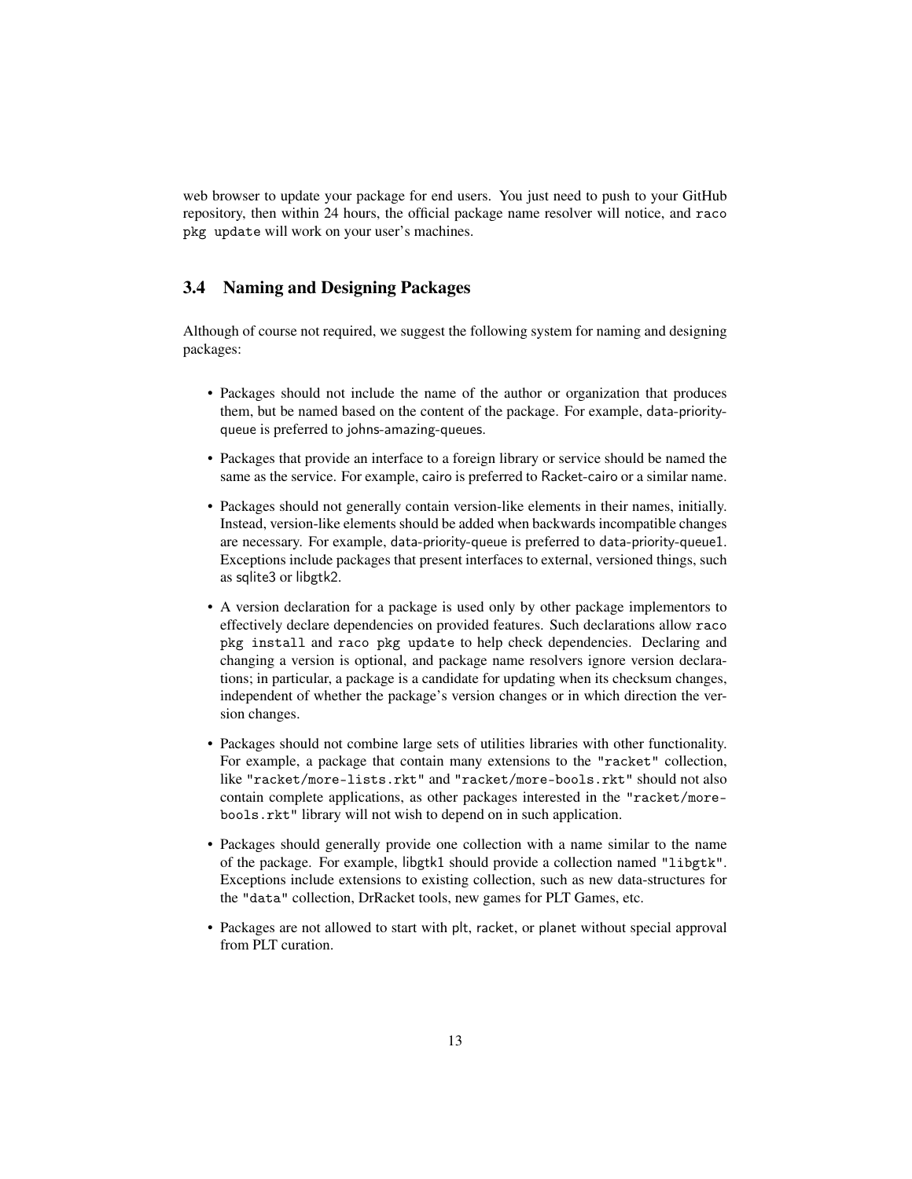web browser to update your package for end users. You just need to push to your GitHub repository, then within 24 hours, the official package name resolver will notice, and `raco pkg update` will work on your user's machines.

### 3.4 Naming and Designing Packages

Although of course not required, we suggest the following system for naming and designing packages:

- Packages should not include the name of the author or organization that produces them, but be named based on the content of the package. For example, data-priority-queue is preferred to johns-amazing-queues.
- Packages that provide an interface to a foreign library or service should be named the same as the service. For example, cairo is preferred to Racket-cairo or a similar name.
- Packages should not generally contain version-like elements in their names, initially. Instead, version-like elements should be added when backwards incompatible changes are necessary. For example, data-priority-queue is preferred to data-priority-queue1. Exceptions include packages that present interfaces to external, versioned things, such as sqlite3 or libgtk2.
- A version declaration for a package is used only by other package implementors to effectively declare dependencies on provided features. Such declarations allow `raco pkg install` and `raco pkg update` to help check dependencies. Declaring and changing a version is optional, and package name resolvers ignore version declarations; in particular, a package is a candidate for updating when its checksum changes, independent of whether the package's version changes or in which direction the version changes.
- Packages should not combine large sets of utilities libraries with other functionality. For example, a package that contain many extensions to the `"racket"` collection, like `"racket/more-lists.rkt"` and `"racket/more-bools.rkt"` should not also contain complete applications, as other packages interested in the `"racket/more-bools.rkt"` library will not wish to depend on in such application.
- Packages should generally provide one collection with a name similar to the name of the package. For example, libgtk1 should provide a collection named `"libgtk"`. Exceptions include extensions to existing collection, such as new data-structures for the `"data"` collection, DrRacket tools, new games for PLT Games, etc.
- Packages are not allowed to start with plt, racket, or planet without special approval from PLT curation.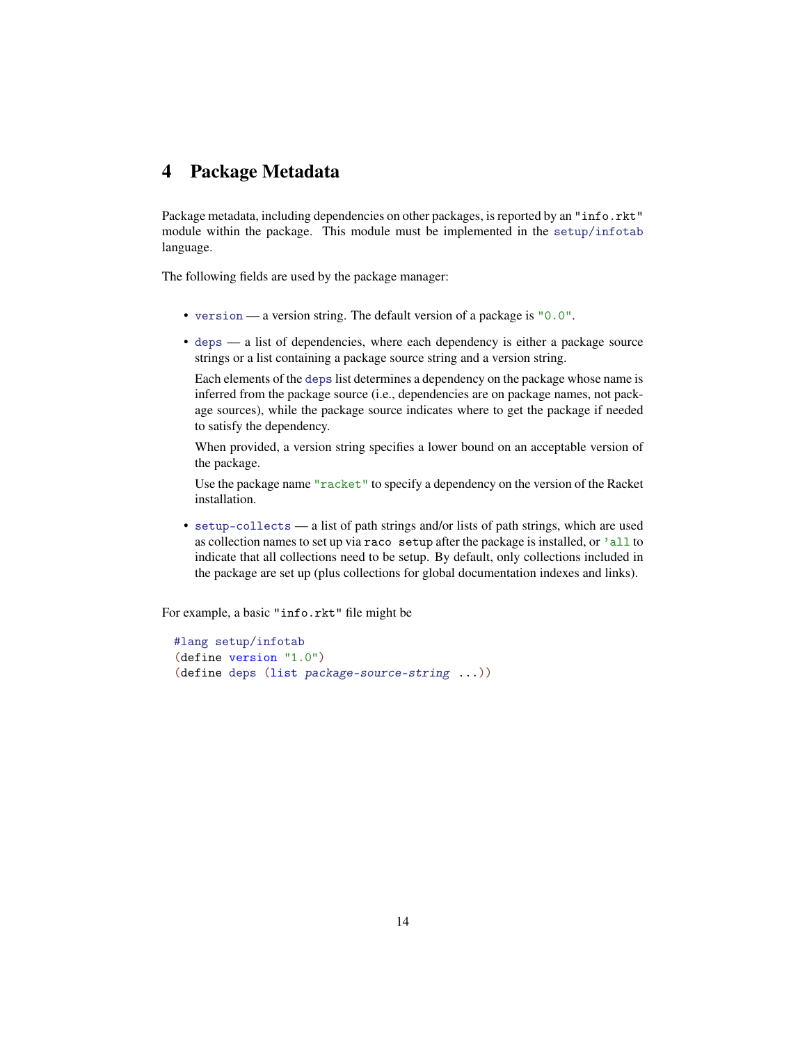# 4 Package Metadata

Package metadata, including dependencies on other packages, is reported by an "info.rkt" module within the package. This module must be implemented in the setup/infotab language.

The following fields are used by the package manager:

- version — a version string. The default version of a package is "0.0".
- deps — a list of dependencies, where each dependency is either a package source strings or a list containing a package source string and a version string.

  Each elements of the deps list determines a dependency on the package whose name is inferred from the package source (i.e., dependencies are on package names, not package sources), while the package source indicates where to get the package if needed to satisfy the dependency.

  When provided, a version string specifies a lower bound on an acceptable version of the package.

  Use the package name "racket" to specify a dependency on the version of the Racket installation.

- setup-collects — a list of path strings and/or lists of path strings, which are used as collection names to set up via raco setup after the package is installed, or 'all to indicate that all collections need to be setup. By default, only collections included in the package are set up (plus collections for global documentation indexes and links).

For example, a basic "info.rkt" file might be

```
#lang setup/infotab
(define version "1.0")
(define deps (list package-source-string ...))
```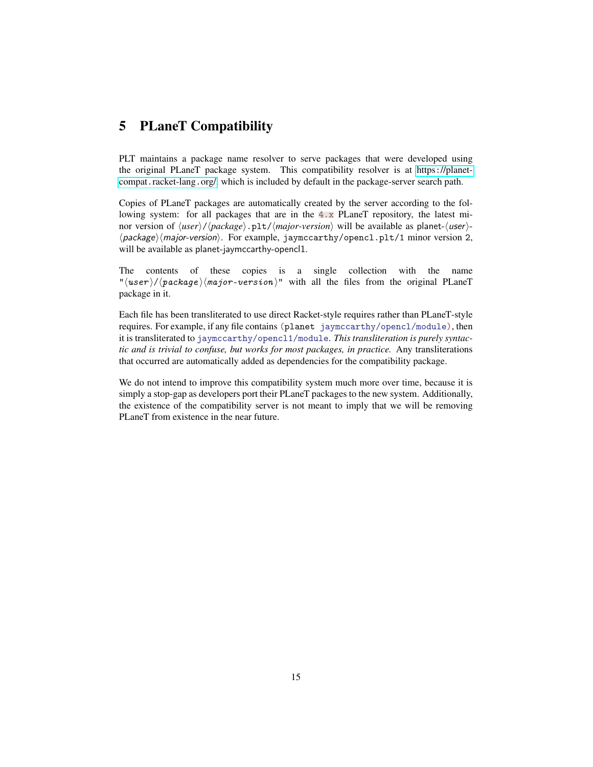# 5 PLaneT Compatibility

PLT maintains a package name resolver to serve packages that were developed using the original PLaneT package system. This compatibility resolver is at https://planet-compat.racket-lang.org/, which is included by default in the package-server search path.

Copies of PLaneT packages are automatically created by the server according to the following system: for all packages that are in the `4.x` PLaneT repository, the latest minor version of ⟨*user*⟩`/`⟨*package*⟩`.plt/`⟨*major-version*⟩ will be available as planet-⟨*user*⟩-⟨*package*⟩⟨*major-version*⟩. For example, `jaymccarthy/opencl.plt/1` minor version 2, will be available as planet-jaymccarthy-opencl1.

The contents of these copies is a single collection with the name "⟨*user*⟩/⟨*package*⟩⟨*major-version*⟩" with all the files from the original PLaneT package in it.

Each file has been transliterated to use direct Racket-style requires rather than PLaneT-style requires. For example, if any file contains `(planet jaymccarthy/opencl/module)`, then it is transliterated to `jaymccarthy/opencl1/module`. *This transliteration is purely syntactic and is trivial to confuse, but works for most packages, in practice.* Any transliterations that occurred are automatically added as dependencies for the compatibility package.

We do not intend to improve this compatibility system much more over time, because it is simply a stop-gap as developers port their PLaneT packages to the new system. Additionally, the existence of the compatibility server is not meant to imply that we will be removing PLaneT from existence in the near future.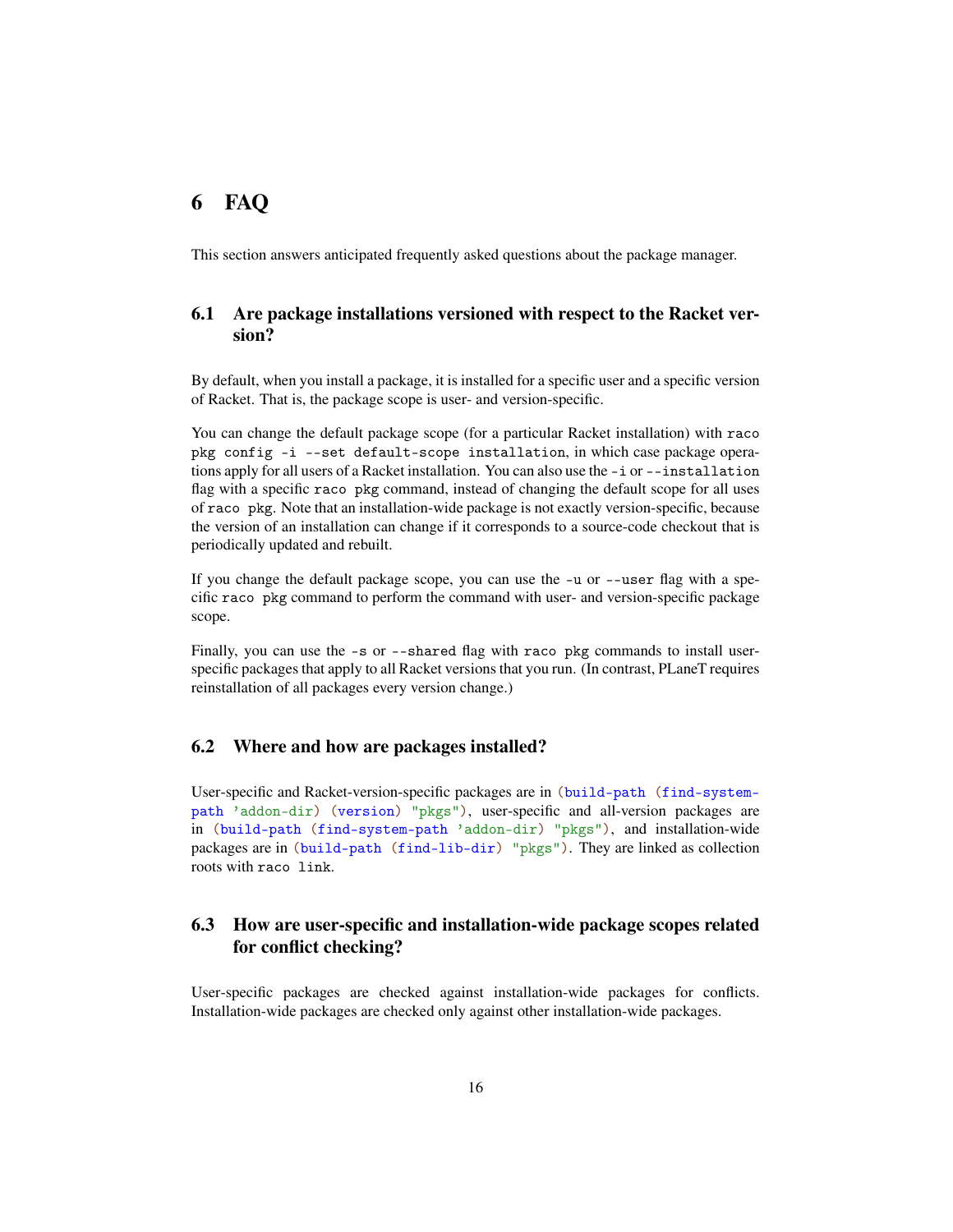# 6 FAQ

This section answers anticipated frequently asked questions about the package manager.

## 6.1 Are package installations versioned with respect to the Racket version?

By default, when you install a package, it is installed for a specific user and a specific version of Racket. That is, the package scope is user- and version-specific.

You can change the default package scope (for a particular Racket installation) with `raco pkg config -i --set default-scope installation`, in which case package operations apply for all users of a Racket installation. You can also use the `-i` or `--installation` flag with a specific `raco pkg` command, instead of changing the default scope for all uses of `raco pkg`. Note that an installation-wide package is not exactly version-specific, because the version of an installation can change if it corresponds to a source-code checkout that is periodically updated and rebuilt.

If you change the default package scope, you can use the `-u` or `--user` flag with a specific `raco pkg` command to perform the command with user- and version-specific package scope.

Finally, you can use the `-s` or `--shared` flag with `raco pkg` commands to install user-specific packages that apply to all Racket versions that you run. (In contrast, PLaneT requires reinstallation of all packages every version change.)

## 6.2 Where and how are packages installed?

User-specific and Racket-version-specific packages are in `(build-path (find-system-path 'addon-dir) (version) "pkgs")`, user-specific and all-version packages are in `(build-path (find-system-path 'addon-dir) "pkgs")`, and installation-wide packages are in `(build-path (find-lib-dir) "pkgs")`. They are linked as collection roots with `raco link`.

## 6.3 How are user-specific and installation-wide package scopes related for conflict checking?

User-specific packages are checked against installation-wide packages for conflicts. Installation-wide packages are checked only against other installation-wide packages.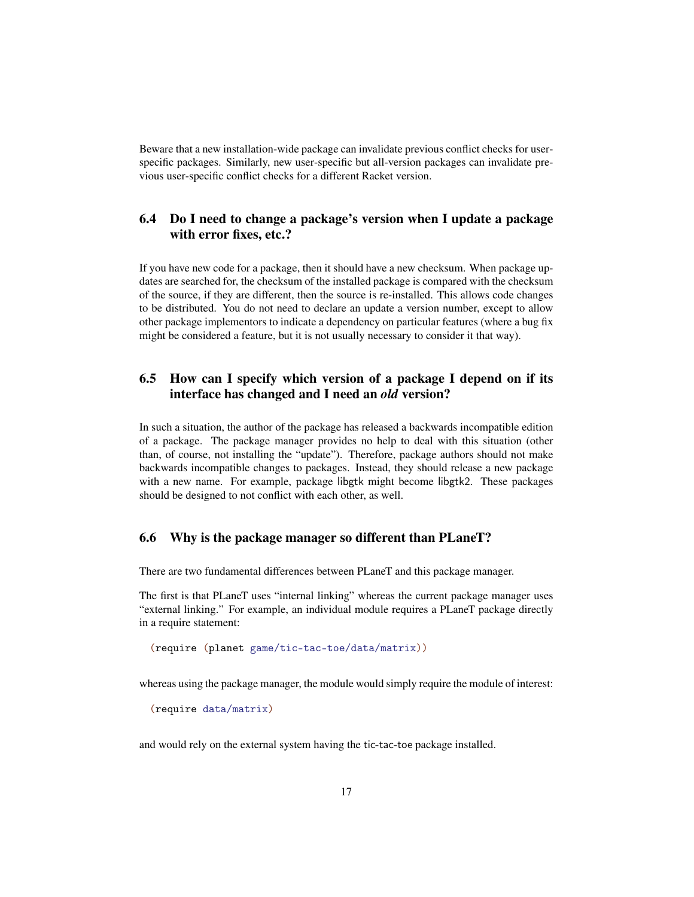Beware that a new installation-wide package can invalidate previous conflict checks for user-specific packages. Similarly, new user-specific but all-version packages can invalidate previous user-specific conflict checks for a different Racket version.

## 6.4 Do I need to change a package's version when I update a package with error fixes, etc.?

If you have new code for a package, then it should have a new checksum. When package updates are searched for, the checksum of the installed package is compared with the checksum of the source, if they are different, then the source is re-installed. This allows code changes to be distributed. You do not need to declare an update a version number, except to allow other package implementors to indicate a dependency on particular features (where a bug fix might be considered a feature, but it is not usually necessary to consider it that way).

## 6.5 How can I specify which version of a package I depend on if its interface has changed and I need an *old* version?

In such a situation, the author of the package has released a backwards incompatible edition of a package. The package manager provides no help to deal with this situation (other than, of course, not installing the "update"). Therefore, package authors should not make backwards incompatible changes to packages. Instead, they should release a new package with a new name. For example, package libgtk might become libgtk2. These packages should be designed to not conflict with each other, as well.

## 6.6 Why is the package manager so different than PLaneT?

There are two fundamental differences between PLaneT and this package manager.

The first is that PLaneT uses "internal linking" whereas the current package manager uses "external linking." For example, an individual module requires a PLaneT package directly in a require statement:

```
(require (planet game/tic-tac-toe/data/matrix))
```

whereas using the package manager, the module would simply require the module of interest:

```
(require data/matrix)
```

and would rely on the external system having the tic-tac-toe package installed.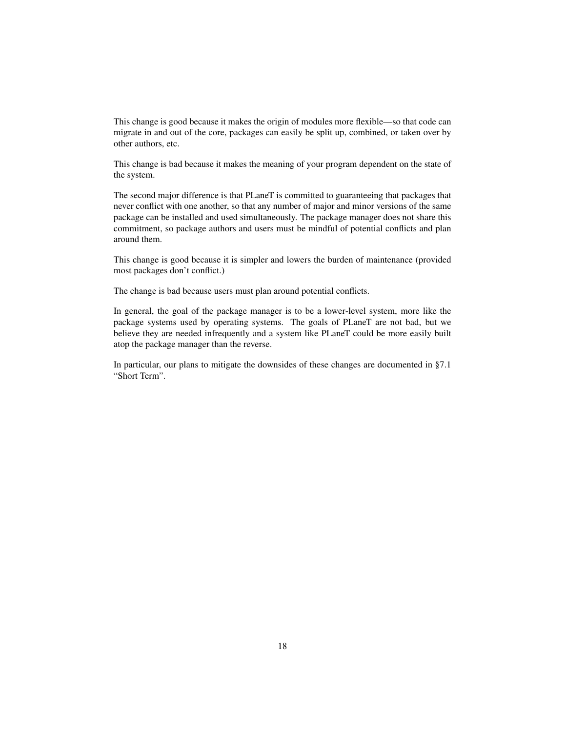This change is good because it makes the origin of modules more flexible—so that code can migrate in and out of the core, packages can easily be split up, combined, or taken over by other authors, etc.

This change is bad because it makes the meaning of your program dependent on the state of the system.

The second major difference is that PLaneT is committed to guaranteeing that packages that never conflict with one another, so that any number of major and minor versions of the same package can be installed and used simultaneously. The package manager does not share this commitment, so package authors and users must be mindful of potential conflicts and plan around them.

This change is good because it is simpler and lowers the burden of maintenance (provided most packages don't conflict.)

The change is bad because users must plan around potential conflicts.

In general, the goal of the package manager is to be a lower-level system, more like the package systems used by operating systems. The goals of PLaneT are not bad, but we believe they are needed infrequently and a system like PLaneT could be more easily built atop the package manager than the reverse.

In particular, our plans to mitigate the downsides of these changes are documented in §7.1 "Short Term".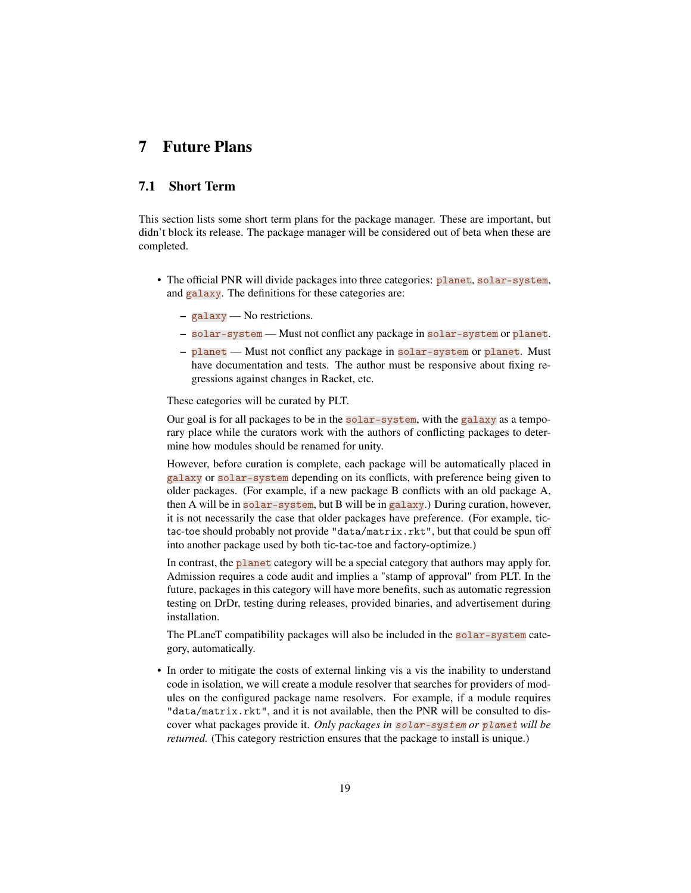# 7 Future Plans

## 7.1 Short Term

This section lists some short term plans for the package manager. These are important, but didn't block its release. The package manager will be considered out of beta when these are completed.

- The official PNR will divide packages into three categories: `planet`, `solar-system`, and `galaxy`. The definitions for these categories are:

  - `galaxy` — No restrictions.
  - `solar-system` — Must not conflict any package in `solar-system` or `planet`.
  - `planet` — Must not conflict any package in `solar-system` or `planet`. Must have documentation and tests. The author must be responsive about fixing regressions against changes in Racket, etc.

  These categories will be curated by PLT.

  Our goal is for all packages to be in the `solar-system`, with the `galaxy` as a temporary place while the curators work with the authors of conflicting packages to determine how modules should be renamed for unity.

  However, before curation is complete, each package will be automatically placed in `galaxy` or `solar-system` depending on its conflicts, with preference being given to older packages. (For example, if a new package B conflicts with an old package A, then A will be in `solar-system`, but B will be in `galaxy`.) During curation, however, it is not necessarily the case that older packages have preference. (For example, tic-tac-toe should probably not provide `"data/matrix.rkt"`, but that could be spun off into another package used by both tic-tac-toe and factory-optimize.)

  In contrast, the `planet` category will be a special category that authors may apply for. Admission requires a code audit and implies a "stamp of approval" from PLT. In the future, packages in this category will have more benefits, such as automatic regression testing on DrDr, testing during releases, provided binaries, and advertisement during installation.

  The PLaneT compatibility packages will also be included in the `solar-system` category, automatically.

- In order to mitigate the costs of external linking vis a vis the inability to understand code in isolation, we will create a module resolver that searches for providers of modules on the configured package name resolvers. For example, if a module requires `"data/matrix.rkt"`, and it is not available, then the PNR will be consulted to discover what packages provide it. *Only packages in `solar-system` or `planet` will be returned.* (This category restriction ensures that the package to install is unique.)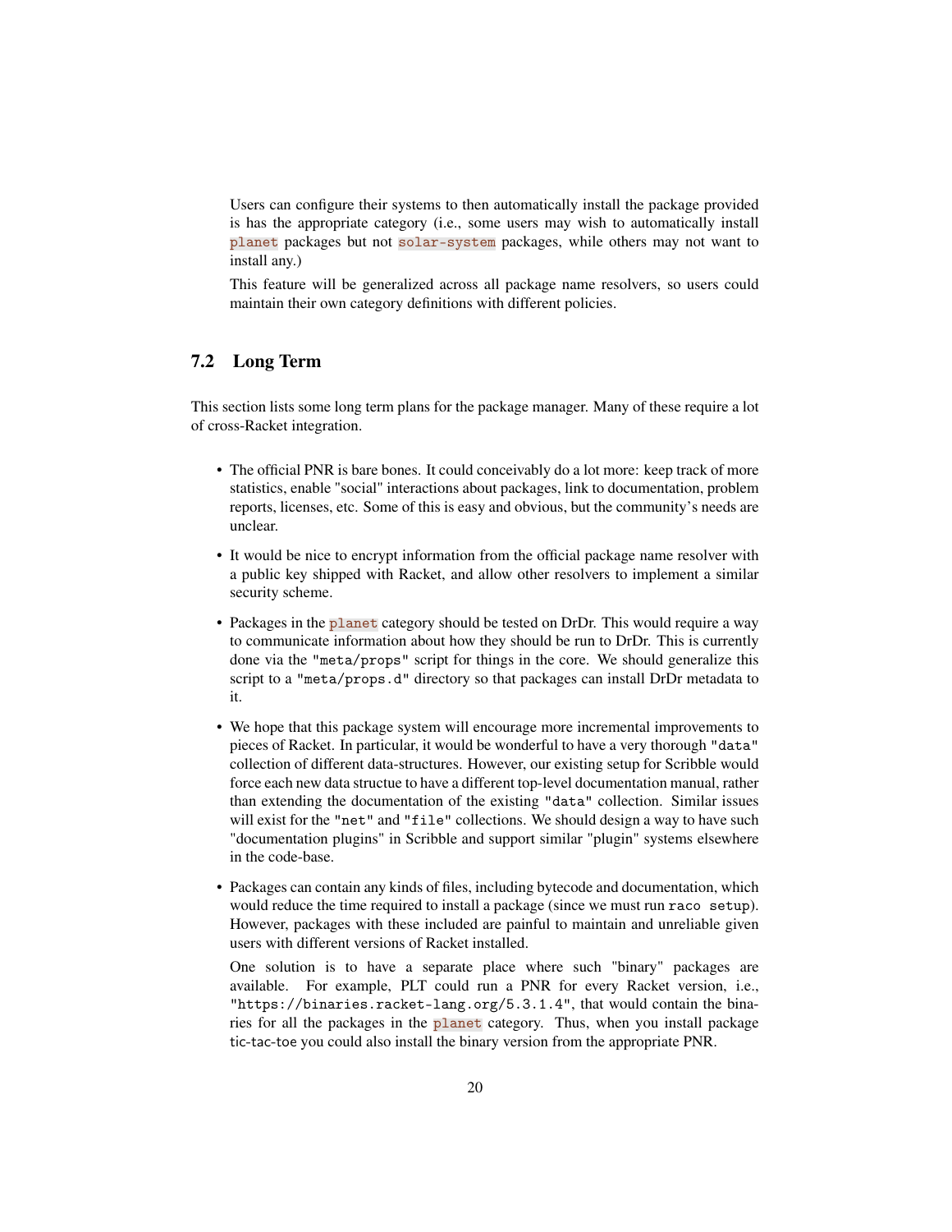Users can configure their systems to then automatically install the package provided is has the appropriate category (i.e., some users may wish to automatically install `planet` packages but not `solar-system` packages, while others may not want to install any.)

This feature will be generalized across all package name resolvers, so users could maintain their own category definitions with different policies.

## 7.2 Long Term

This section lists some long term plans for the package manager. Many of these require a lot of cross-Racket integration.

- The official PNR is bare bones. It could conceivably do a lot more: keep track of more statistics, enable "social" interactions about packages, link to documentation, problem reports, licenses, etc. Some of this is easy and obvious, but the community's needs are unclear.
- It would be nice to encrypt information from the official package name resolver with a public key shipped with Racket, and allow other resolvers to implement a similar security scheme.
- Packages in the `planet` category should be tested on DrDr. This would require a way to communicate information about how they should be run to DrDr. This is currently done via the `"meta/props"` script for things in the core. We should generalize this script to a `"meta/props.d"` directory so that packages can install DrDr metadata to it.
- We hope that this package system will encourage more incremental improvements to pieces of Racket. In particular, it would be wonderful to have a very thorough `"data"` collection of different data-structures. However, our existing setup for Scribble would force each new data structue to have a different top-level documentation manual, rather than extending the documentation of the existing `"data"` collection. Similar issues will exist for the `"net"` and `"file"` collections. We should design a way to have such "documentation plugins" in Scribble and support similar "plugin" systems elsewhere in the code-base.
- Packages can contain any kinds of files, including bytecode and documentation, which would reduce the time required to install a package (since we must run `raco setup`). However, packages with these included are painful to maintain and unreliable given users with different versions of Racket installed.

  One solution is to have a separate place where such "binary" packages are available. For example, PLT could run a PNR for every Racket version, i.e., `"https://binaries.racket-lang.org/5.3.1.4"`, that would contain the binaries for all the packages in the `planet` category. Thus, when you install package tic-tac-toe you could also install the binary version from the appropriate PNR.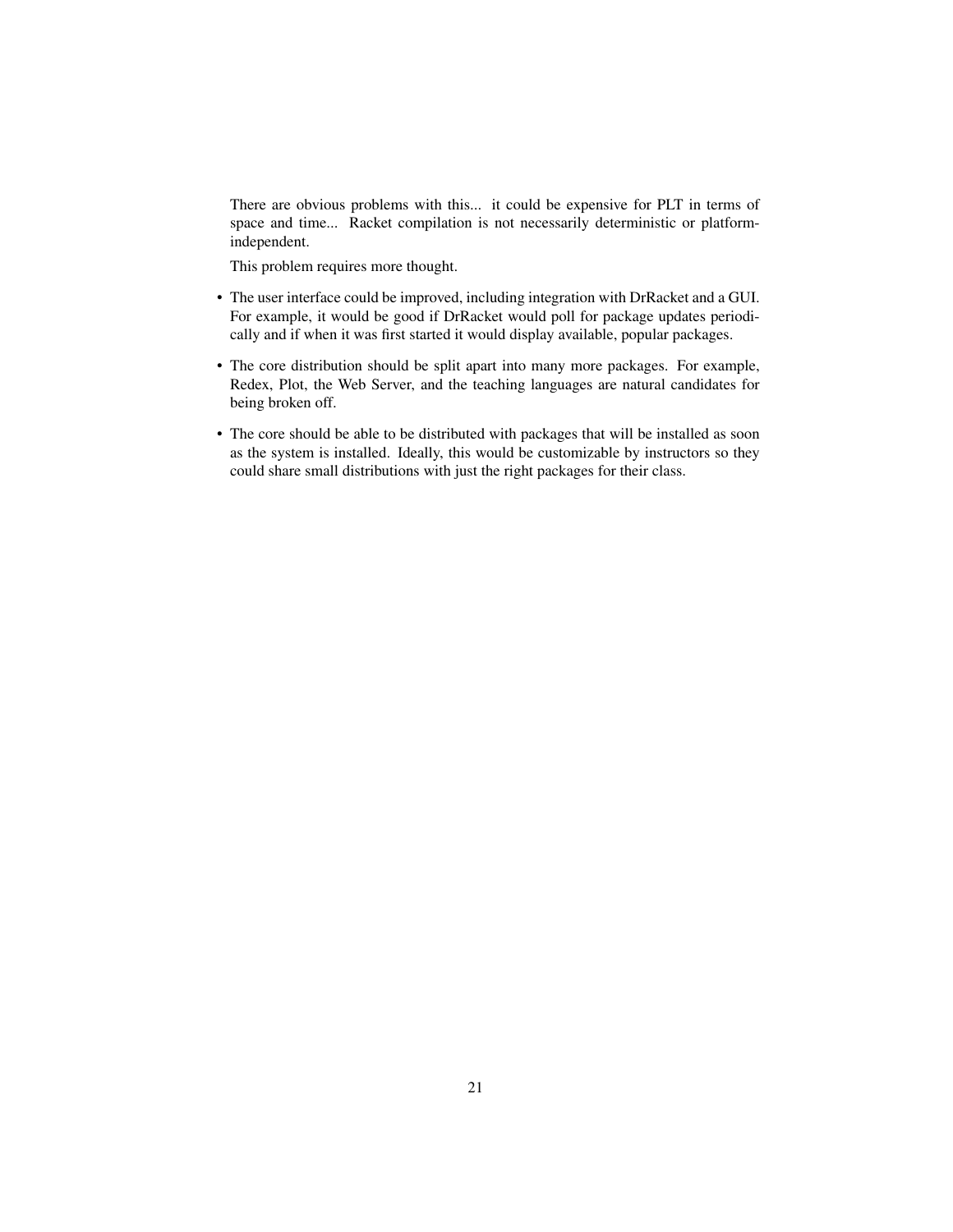There are obvious problems with this... it could be expensive for PLT in terms of space and time... Racket compilation is not necessarily deterministic or platform-independent.

This problem requires more thought.

- The user interface could be improved, including integration with DrRacket and a GUI. For example, it would be good if DrRacket would poll for package updates periodically and if when it was first started it would display available, popular packages.
- The core distribution should be split apart into many more packages. For example, Redex, Plot, the Web Server, and the teaching languages are natural candidates for being broken off.
- The core should be able to be distributed with packages that will be installed as soon as the system is installed. Ideally, this would be customizable by instructors so they could share small distributions with just the right packages for their class.